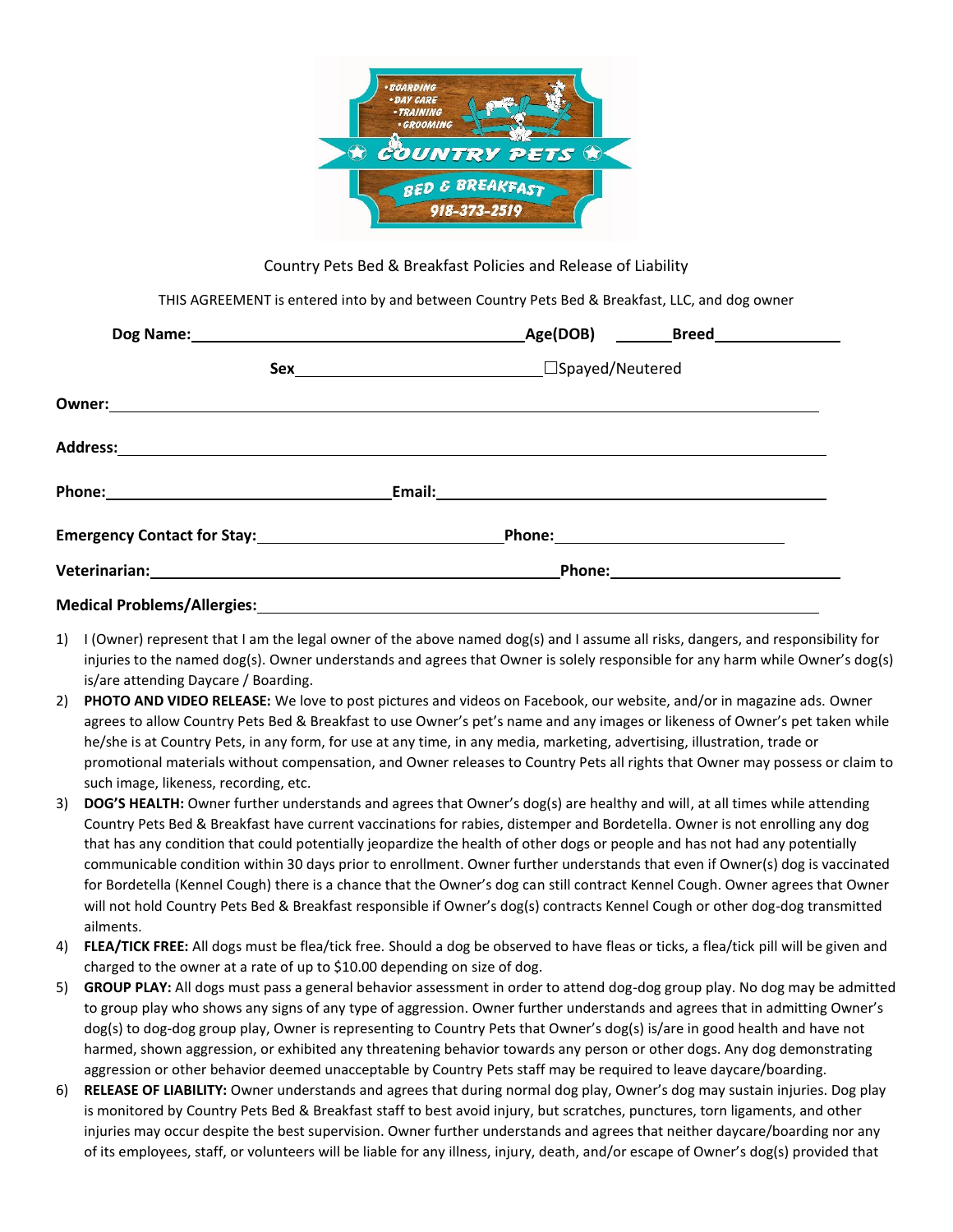Country Pets Bed & Breakfast Policies and Release of Liability

THIS AGREEMENT is entered into by and between Country Pets Bed & Breakfast, LLC, and dog owner

**Dog Name:**\_\_\_\_\_\_\_\_\_\_\_\_\_\_\_\_\_\_\_\_\_\_\_\_\_\_\_\_\_\_ **Age(DOB)** \_\_\_\_\_\_\_ **Breed**\_\_\_\_\_\_\_\_\_\_\_\_\_\_\_

**Sex**\_\_\_\_\_\_\_\_\_\_\_\_\_\_\_\_\_\_\_\_\_\_\_\_\_\_\_\_\_\_ ☐Spayed/Neutered

**Owner:**\_\_\_\_\_\_\_\_\_\_\_\_\_\_\_\_\_\_\_\_\_\_\_\_\_\_\_\_\_\_\_\_\_\_\_\_\_\_\_\_\_\_\_\_\_\_\_\_\_\_\_\_\_\_\_\_\_\_

**Address:**\_\_\_\_\_\_\_\_\_\_\_\_\_\_\_\_\_\_\_\_\_\_\_\_\_\_\_\_\_\_\_\_\_\_\_\_\_\_\_\_\_\_\_\_\_\_\_\_\_\_\_\_\_\_\_\_\_

**Phone:**\_\_\_\_\_\_\_\_\_\_\_\_\_\_\_\_\_\_\_\_\_\_\_\_\_\_\_\_\_\_ **Email:**\_\_\_\_\_\_\_\_\_\_\_\_\_\_\_\_\_\_\_\_\_\_\_\_\_\_\_\_\_\_

**Emergency Contact for Stay:**\_\_\_\_\_\_\_\_\_\_\_\_\_\_\_\_\_\_\_\_\_\_\_\_\_\_\_\_\_\_ **Phone:**\_\_\_\_\_\_\_\_\_\_\_\_\_\_\_\_\_\_\_\_\_\_\_\_\_\_\_\_\_\_

**Veterinarian:**\_\_\_\_\_\_\_\_\_\_\_\_\_\_\_\_\_\_\_\_\_\_\_\_\_\_\_\_\_\_\_\_\_\_\_\_\_\_\_\_ **Phone:**\_\_\_\_\_\_\_\_\_\_\_\_\_\_\_\_\_\_\_\_\_\_\_\_\_\_\_\_\_\_

**Medical Problems/Allergies:**\_\_\_\_\_\_\_\_\_\_\_\_\_\_\_\_\_\_\_\_\_\_\_\_\_\_\_\_\_\_\_\_\_\_\_\_\_\_\_\_\_\_\_\_\_\_\_\_\_\_

1) I (Owner) represent that I am the legal owner of the above named dog(s) and I assume all risks, dangers, and responsibility for injuries to the named dog(s). Owner understands and agrees that Owner is solely responsible for any harm while Owner's dog(s) is/are attending Daycare / Boarding.
2) **PHOTO AND VIDEO RELEASE:** We love to post pictures and videos on Facebook, our website, and/or in magazine ads. Owner agrees to allow Country Pets Bed & Breakfast to use Owner's pet's name and any images or likeness of Owner's pet taken while he/she is at Country Pets, in any form, for use at any time, in any media, marketing, advertising, illustration, trade or promotional materials without compensation, and Owner releases to Country Pets all rights that Owner may possess or claim to such image, likeness, recording, etc.
3) **DOG'S HEALTH:** Owner further understands and agrees that Owner's dog(s) are healthy and will, at all times while attending Country Pets Bed & Breakfast have current vaccinations for rabies, distemper and Bordetella. Owner is not enrolling any dog that has any condition that could potentially jeopardize the health of other dogs or people and has not had any potentially communicable condition within 30 days prior to enrollment. Owner further understands that even if Owner(s) dog is vaccinated for Bordetella (Kennel Cough) there is a chance that the Owner's dog can still contract Kennel Cough. Owner agrees that Owner will not hold Country Pets Bed & Breakfast responsible if Owner's dog(s) contracts Kennel Cough or other dog-dog transmitted ailments.
4) **FLEA/TICK FREE:** All dogs must be flea/tick free. Should a dog be observed to have fleas or ticks, a flea/tick pill will be given and charged to the owner at a rate of up to $10.00 depending on size of dog.
5) **GROUP PLAY:** All dogs must pass a general behavior assessment in order to attend dog-dog group play. No dog may be admitted to group play who shows any signs of any type of aggression. Owner further understands and agrees that in admitting Owner's dog(s) to dog-dog group play, Owner is representing to Country Pets that Owner's dog(s) is/are in good health and have not harmed, shown aggression, or exhibited any threatening behavior towards any person or other dogs. Any dog demonstrating aggression or other behavior deemed unacceptable by Country Pets staff may be required to leave daycare/boarding.
6) **RELEASE OF LIABILITY:** Owner understands and agrees that during normal dog play, Owner's dog may sustain injuries. Dog play is monitored by Country Pets Bed & Breakfast staff to best avoid injury, but scratches, punctures, torn ligaments, and other injuries may occur despite the best supervision. Owner further understands and agrees that neither daycare/boarding nor any of its employees, staff, or volunteers will be liable for any illness, injury, death, and/or escape of Owner's dog(s) provided that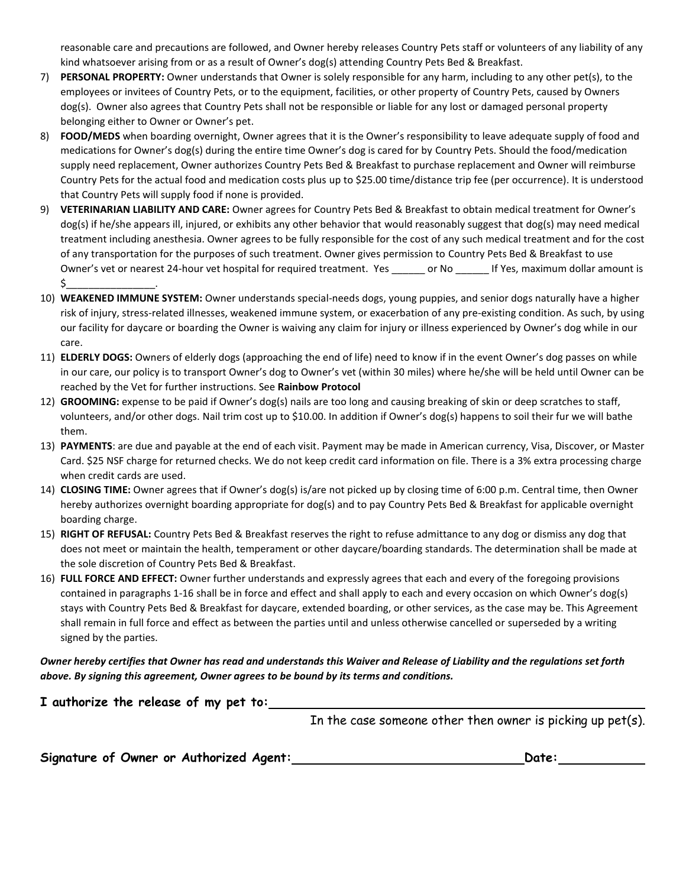reasonable care and precautions are followed, and Owner hereby releases Country Pets staff or volunteers of any liability of any kind whatsoever arising from or as a result of Owner's dog(s) attending Country Pets Bed & Breakfast.

7) **PERSONAL PROPERTY:** Owner understands that Owner is solely responsible for any harm, including to any other pet(s), to the employees or invitees of Country Pets, or to the equipment, facilities, or other property of Country Pets, caused by Owners dog(s). Owner also agrees that Country Pets shall not be responsible or liable for any lost or damaged personal property belonging either to Owner or Owner's pet.
8) **FOOD/MEDS** when boarding overnight, Owner agrees that it is the Owner's responsibility to leave adequate supply of food and medications for Owner's dog(s) during the entire time Owner's dog is cared for by Country Pets. Should the food/medication supply need replacement, Owner authorizes Country Pets Bed & Breakfast to purchase replacement and Owner will reimburse Country Pets for the actual food and medication costs plus up to $25.00 time/distance trip fee (per occurrence). It is understood that Country Pets will supply food if none is provided.
9) **VETERINARIAN LIABILITY AND CARE:** Owner agrees for Country Pets Bed & Breakfast to obtain medical treatment for Owner's dog(s) if he/she appears ill, injured, or exhibits any other behavior that would reasonably suggest that dog(s) may need medical treatment including anesthesia. Owner agrees to be fully responsible for the cost of any such medical treatment and for the cost of any transportation for the purposes of such treatment. Owner gives permission to Country Pets Bed & Breakfast to use Owner's vet or nearest 24-hour vet hospital for required treatment. Yes ______ or No ______ If Yes, maximum dollar amount is $_______________.
10) **WEAKENED IMMUNE SYSTEM:** Owner understands special-needs dogs, young puppies, and senior dogs naturally have a higher risk of injury, stress-related illnesses, weakened immune system, or exacerbation of any pre-existing condition. As such, by using our facility for daycare or boarding the Owner is waiving any claim for injury or illness experienced by Owner's dog while in our care.
11) **ELDERLY DOGS:** Owners of elderly dogs (approaching the end of life) need to know if in the event Owner's dog passes on while in our care, our policy is to transport Owner's dog to Owner's vet (within 30 miles) where he/she will be held until Owner can be reached by the Vet for further instructions. See **Rainbow Protocol**
12) **GROOMING:** expense to be paid if Owner's dog(s) nails are too long and causing breaking of skin or deep scratches to staff, volunteers, and/or other dogs. Nail trim cost up to $10.00. In addition if Owner's dog(s) happens to soil their fur we will bathe them.
13) **PAYMENTS**: are due and payable at the end of each visit. Payment may be made in American currency, Visa, Discover, or Master Card. $25 NSF charge for returned checks. We do not keep credit card information on file. There is a 3% extra processing charge when credit cards are used.
14) **CLOSING TIME:** Owner agrees that if Owner's dog(s) is/are not picked up by closing time of 6:00 p.m. Central time, then Owner hereby authorizes overnight boarding appropriate for dog(s) and to pay Country Pets Bed & Breakfast for applicable overnight boarding charge.
15) **RIGHT OF REFUSAL:** Country Pets Bed & Breakfast reserves the right to refuse admittance to any dog or dismiss any dog that does not meet or maintain the health, temperament or other daycare/boarding standards. The determination shall be made at the sole discretion of Country Pets Bed & Breakfast.
16) **FULL FORCE AND EFFECT:** Owner further understands and expressly agrees that each and every of the foregoing provisions contained in paragraphs 1-16 shall be in force and effect and shall apply to each and every occasion on which Owner's dog(s) stays with Country Pets Bed & Breakfast for daycare, extended boarding, or other services, as the case may be. This Agreement shall remain in full force and effect as between the parties until and unless otherwise cancelled or superseded by a writing signed by the parties.

***Owner hereby certifies that Owner has read and understands this Waiver and Release of Liability and the regulations set forth above. By signing this agreement, Owner agrees to be bound by its terms and conditions.***

**I authorize the release of my pet to:** ________________________________________

In the case someone other then owner is picking up pet(s).

**Signature of Owner or Authorized Agent:** ______________________________ **Date:** ___________